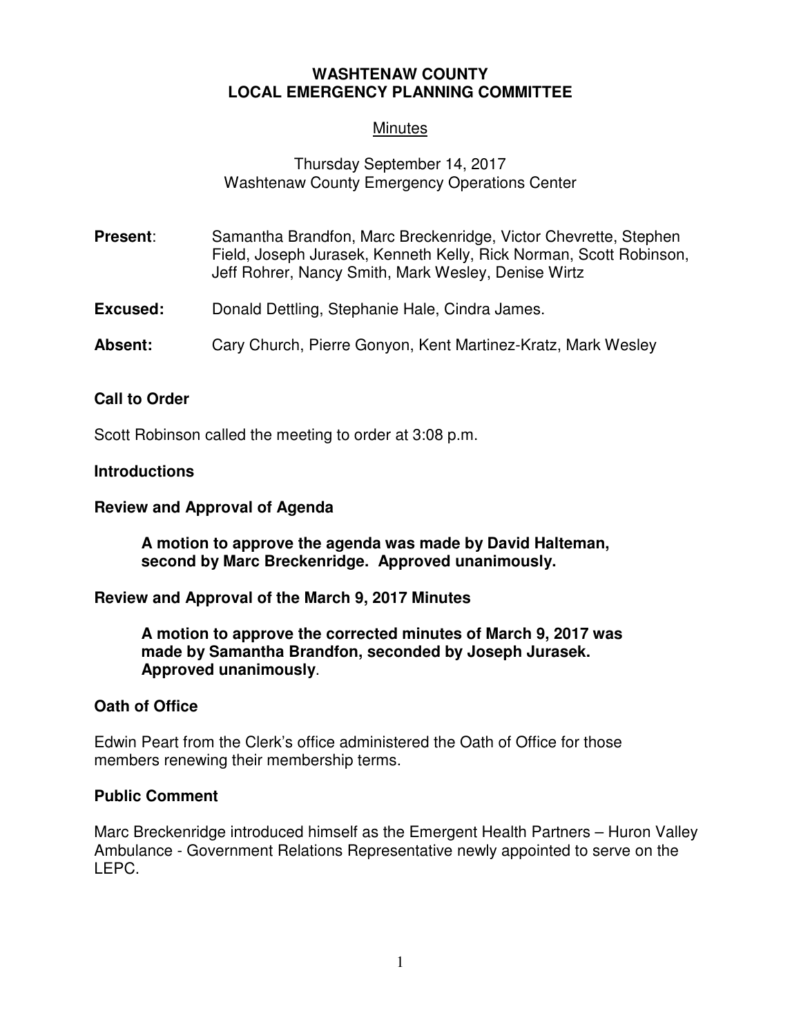# WASHTENAW COUNTY
# LOCAL EMERGENCY PLANNING COMMITTEE

Minutes

Thursday September 14, 2017
Washtenaw County Emergency Operations Center

**Present**: Samantha Brandfon, Marc Breckenridge, Victor Chevrette, Stephen Field, Joseph Jurasek, Kenneth Kelly, Rick Norman, Scott Robinson, Jeff Rohrer, Nancy Smith, Mark Wesley, Denise Wirtz

**Excused:** Donald Dettling, Stephanie Hale, Cindra James.

**Absent:** Cary Church, Pierre Gonyon, Kent Martinez-Kratz, Mark Wesley

## Call to Order

Scott Robinson called the meeting to order at 3:08 p.m.

## Introductions

## Review and Approval of Agenda

**A motion to approve the agenda was made by David Halteman, second by Marc Breckenridge. Approved unanimously.**

## Review and Approval of the March 9, 2017 Minutes

**A motion to approve the corrected minutes of March 9, 2017 was made by Samantha Brandfon, seconded by Joseph Jurasek. Approved unanimously**.

## Oath of Office

Edwin Peart from the Clerk's office administered the Oath of Office for those members renewing their membership terms.

## Public Comment

Marc Breckenridge introduced himself as the Emergent Health Partners – Huron Valley Ambulance - Government Relations Representative newly appointed to serve on the LEPC.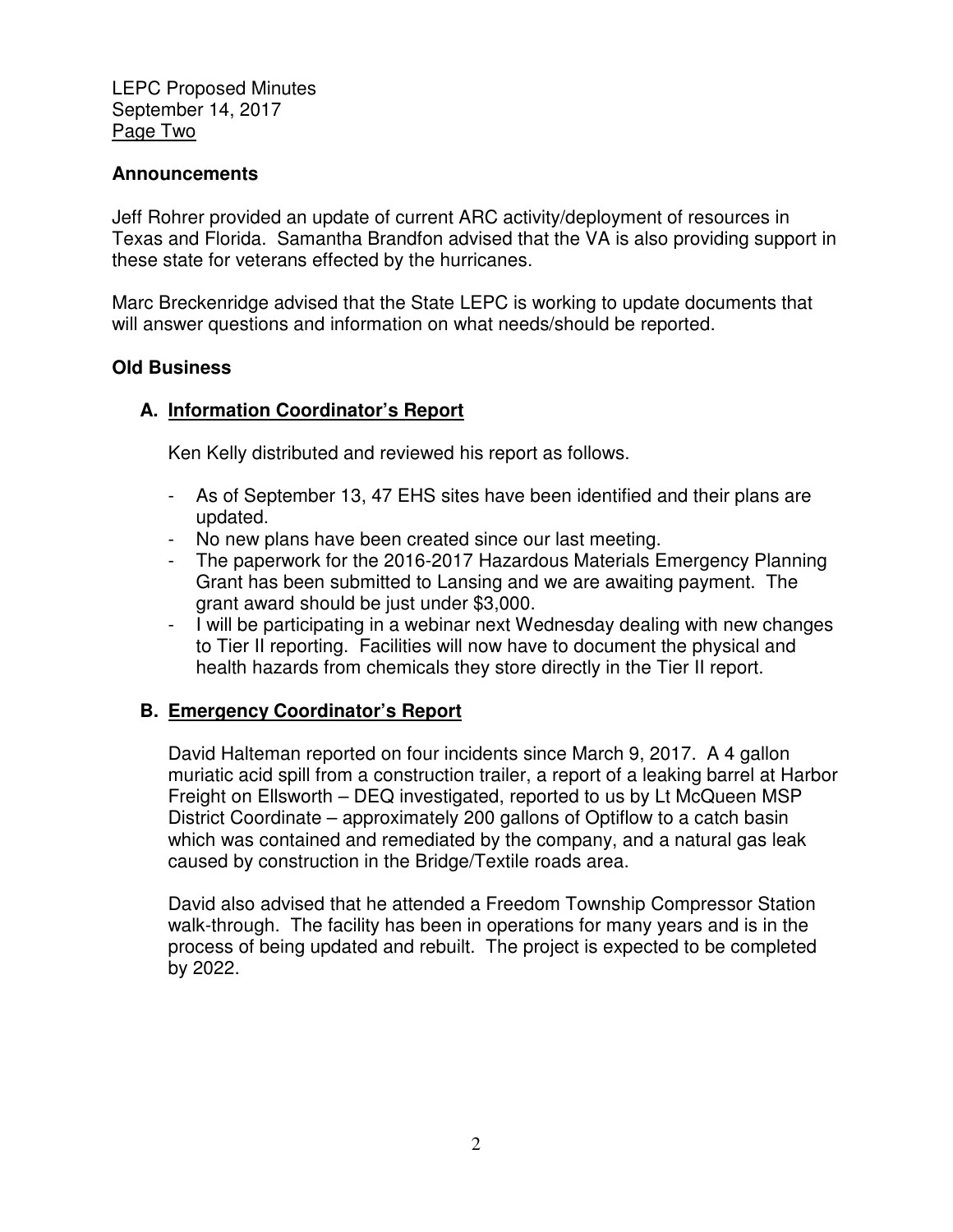## Announcements

Jeff Rohrer provided an update of current ARC activity/deployment of resources in Texas and Florida. Samantha Brandfon advised that the VA is also providing support in these state for veterans effected by the hurricanes.

Marc Breckenridge advised that the State LEPC is working to update documents that will answer questions and information on what needs/should be reported.

## Old Business

### A. Information Coordinator's Report

Ken Kelly distributed and reviewed his report as follows.

- As of September 13, 47 EHS sites have been identified and their plans are updated.
- No new plans have been created since our last meeting.
- The paperwork for the 2016-2017 Hazardous Materials Emergency Planning Grant has been submitted to Lansing and we are awaiting payment. The grant award should be just under $3,000.
- I will be participating in a webinar next Wednesday dealing with new changes to Tier II reporting. Facilities will now have to document the physical and health hazards from chemicals they store directly in the Tier II report.

### B. Emergency Coordinator's Report

David Halteman reported on four incidents since March 9, 2017. A 4 gallon muriatic acid spill from a construction trailer, a report of a leaking barrel at Harbor Freight on Ellsworth – DEQ investigated, reported to us by Lt McQueen MSP District Coordinate – approximately 200 gallons of Optiflow to a catch basin which was contained and remediated by the company, and a natural gas leak caused by construction in the Bridge/Textile roads area.

David also advised that he attended a Freedom Township Compressor Station walk-through. The facility has been in operations for many years and is in the process of being updated and rebuilt. The project is expected to be completed by 2022.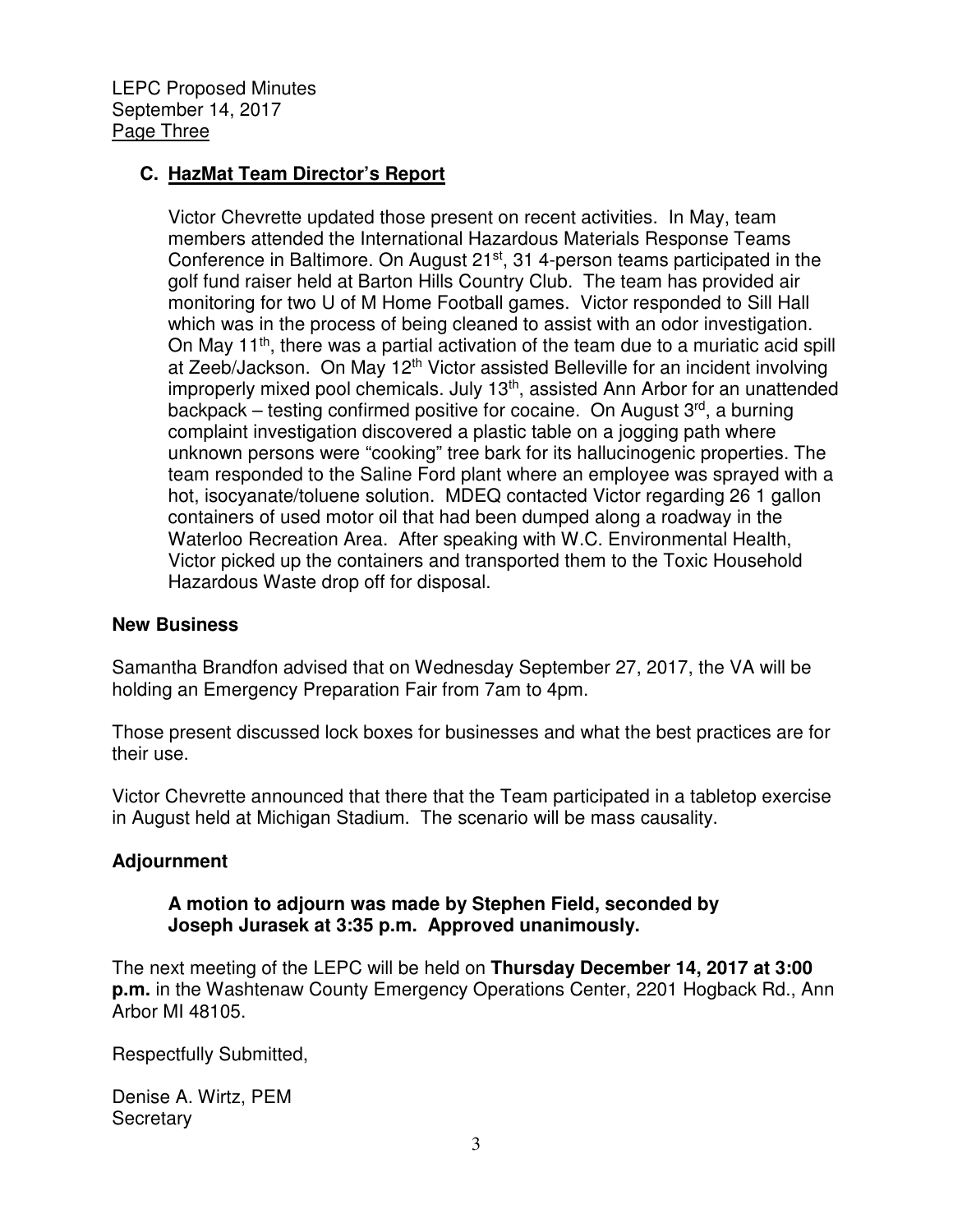### C. HazMat Team Director's Report

Victor Chevrette updated those present on recent activities. In May, team members attended the International Hazardous Materials Response Teams Conference in Baltimore. On August 21st, 31 4-person teams participated in the golf fund raiser held at Barton Hills Country Club. The team has provided air monitoring for two U of M Home Football games. Victor responded to Sill Hall which was in the process of being cleaned to assist with an odor investigation. On May 11th, there was a partial activation of the team due to a muriatic acid spill at Zeeb/Jackson. On May 12th Victor assisted Belleville for an incident involving improperly mixed pool chemicals. July 13th, assisted Ann Arbor for an unattended backpack – testing confirmed positive for cocaine. On August 3rd, a burning complaint investigation discovered a plastic table on a jogging path where unknown persons were "cooking" tree bark for its hallucinogenic properties. The team responded to the Saline Ford plant where an employee was sprayed with a hot, isocyanate/toluene solution. MDEQ contacted Victor regarding 26 1 gallon containers of used motor oil that had been dumped along a roadway in the Waterloo Recreation Area. After speaking with W.C. Environmental Health, Victor picked up the containers and transported them to the Toxic Household Hazardous Waste drop off for disposal.

## New Business

Samantha Brandfon advised that on Wednesday September 27, 2017, the VA will be holding an Emergency Preparation Fair from 7am to 4pm.

Those present discussed lock boxes for businesses and what the best practices are for their use.

Victor Chevrette announced that there that the Team participated in a tabletop exercise in August held at Michigan Stadium. The scenario will be mass causality.

## Adjournment

**A motion to adjourn was made by Stephen Field, seconded by Joseph Jurasek at 3:35 p.m. Approved unanimously.**

The next meeting of the LEPC will be held on **Thursday December 14, 2017 at 3:00 p.m.** in the Washtenaw County Emergency Operations Center, 2201 Hogback Rd., Ann Arbor MI 48105.

Respectfully Submitted,

Denise A. Wirtz, PEM
Secretary